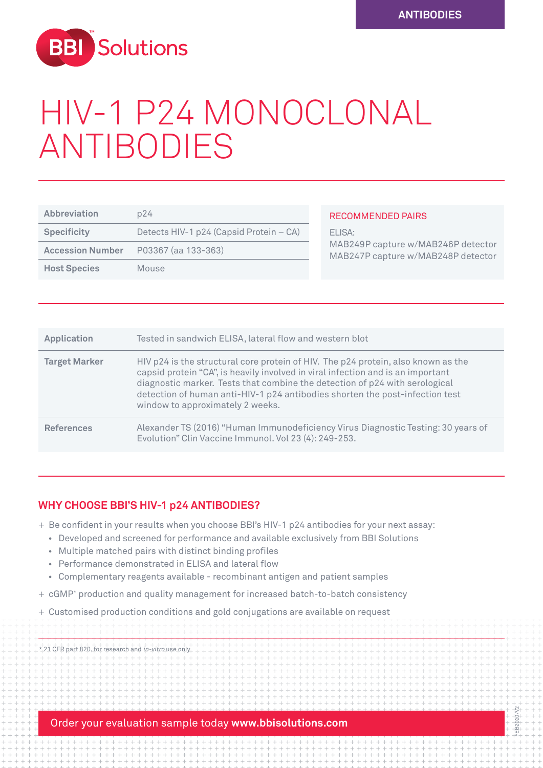ANTIBODIES

BBI Solutions

# HIV-1 P24 MONOCLONAL ANTIBODIES

| | |
|---|---|
| **Abbreviation** | p24 |
| **Specificity** | Detects HIV-1 p24 (Capsid Protein – CA) |
| **Accession Number** | P03367 (aa 133-363) |
| **Host Species** | Mouse |

**RECOMMENDED PAIRS**

ELISA:
MAB249P capture w/MAB246P detector
MAB247P capture w/MAB248P detector

| | |
|---|---|
| **Application** | Tested in sandwich ELISA, lateral flow and western blot |
| **Target Marker** | HIV p24 is the structural core protein of HIV. The p24 protein, also known as the capsid protein "CA", is heavily involved in viral infection and is an important diagnostic marker. Tests that combine the detection of p24 with serological detection of human anti-HIV-1 p24 antibodies shorten the post-infection test window to approximately 2 weeks. |
| **References** | Alexander TS (2016) "Human Immunodeficiency Virus Diagnostic Testing: 30 years of Evolution" Clin Vaccine Immunol. Vol 23 (4): 249-253. |

## WHY CHOOSE BBI'S HIV-1 p24 ANTIBODIES?

+ Be confident in your results when you choose BBI's HIV-1 p24 antibodies for your next assay:
  - Developed and screened for performance and available exclusively from BBI Solutions
  - Multiple matched pairs with distinct binding profiles
  - Performance demonstrated in ELISA and lateral flow
  - Complementary reagents available - recombinant antigen and patient samples
+ cGMP* production and quality management for increased batch-to-batch consistency
+ Customised production conditions and gold conjugations are available on request

* 21 CFR part 820, for research and *in-vitro* use only

Order your evaluation sample today **www.bbisolutions.com**

FEB2020 V2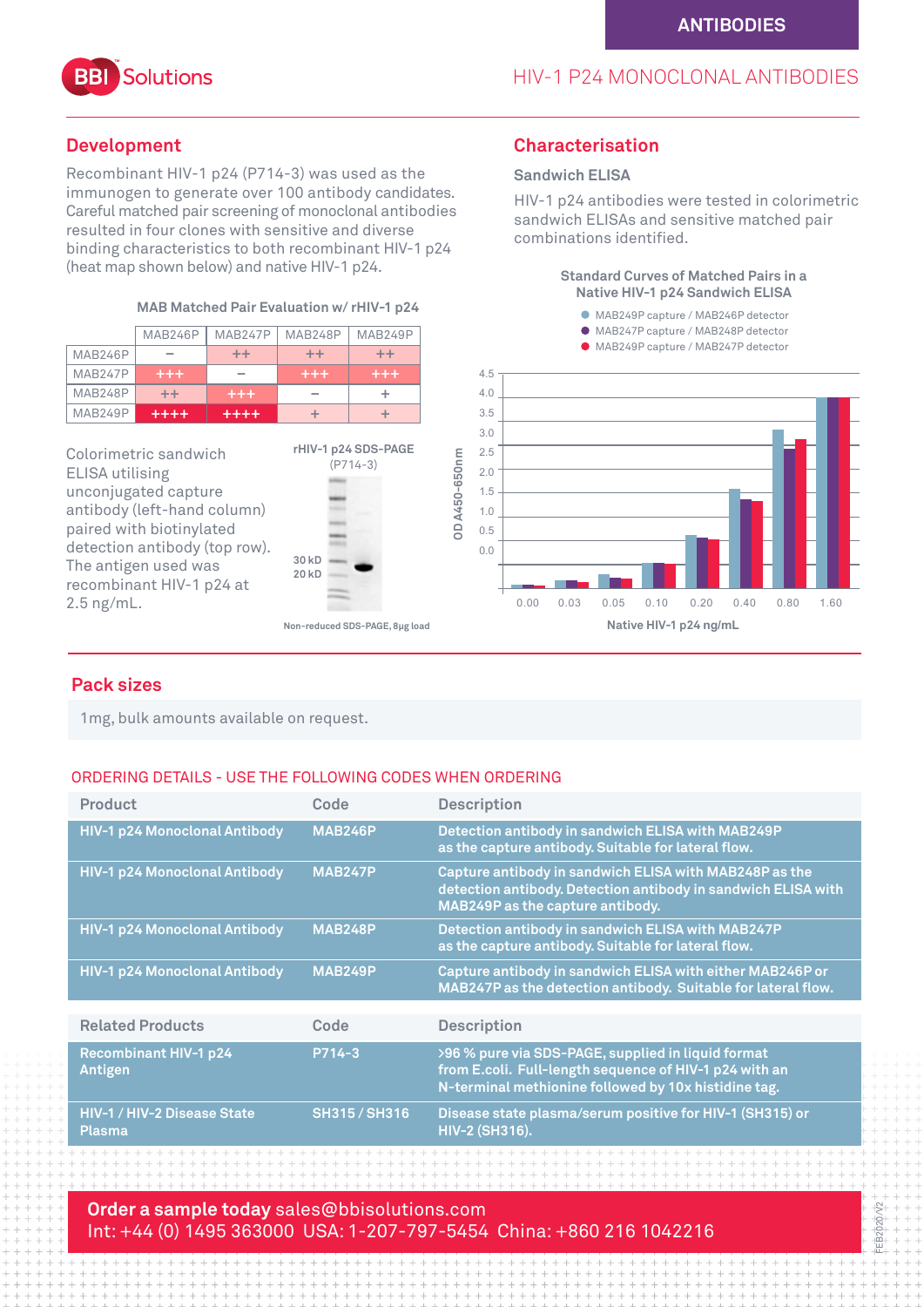# HIV-1 P24 MONOCLONAL ANTIBODIES

## Development

Recombinant HIV-1 p24 (P714-3) was used as the immunogen to generate over 100 antibody candidates. Careful matched pair screening of monoclonal antibodies resulted in four clones with sensitive and diverse binding characteristics to both recombinant HIV-1 p24 (heat map shown below) and native HIV-1 p24.

**MAB Matched Pair Evaluation w/ rHIV-1 p24**

| | MAB246P | MAB247P | MAB248P | MAB249P |
|---|---|---|---|---|
| MAB246P | – | ++ | ++ | ++ |
| MAB247P | +++ | – | +++ | +++ |
| MAB248P | ++ | +++ | – | + |
| MAB249P | ++++ | ++++ | + | + |

Colorimetric sandwich ELISA utilising unconjugated capture antibody (left-hand column) paired with biotinylated detection antibody (top row). The antigen used was recombinant HIV-1 p24 at 2.5 ng/mL.

rHIV-1 p24 SDS-PAGE
(P714-3)

30 kD
20 kD

Non-reduced SDS-PAGE, 8µg load

## Characterisation

### Sandwich ELISA

HIV-1 p24 antibodies were tested in colorimetric sandwich ELISAs and sensitive matched pair combinations identified.

**Standard Curves of Matched Pairs in a Native HIV-1 p24 Sandwich ELISA**

MAB249P capture / MAB246P detector
MAB247P capture / MAB248P detector
MAB249P capture / MAB247P detector

OD A450-650nm
4.5
4.0
3.5
3.0
2.5
2.0
1.5
1.0
0.5
0.0

0.00 0.03 0.05 0.10 0.20 0.40 0.80 1.60
Native HIV-1 p24 ng/mL

## Pack sizes

1mg, bulk amounts available on request.

## ORDERING DETAILS - USE THE FOLLOWING CODES WHEN ORDERING

| Product | Code | Description |
|---|---|---|
| HIV-1 p24 Monoclonal Antibody | MAB246P | Detection antibody in sandwich ELISA with MAB249P as the capture antibody. Suitable for lateral flow. |
| HIV-1 p24 Monoclonal Antibody | MAB247P | Capture antibody in sandwich ELISA with MAB248P as the detection antibody. Detection antibody in sandwich ELISA with MAB249P as the capture antibody. |
| HIV-1 p24 Monoclonal Antibody | MAB248P | Detection antibody in sandwich ELISA with MAB247P as the capture antibody. Suitable for lateral flow. |
| HIV-1 p24 Monoclonal Antibody | MAB249P | Capture antibody in sandwich ELISA with either MAB246P or MAB247P as the detection antibody. Suitable for lateral flow. |

| Related Products | Code | Description |
|---|---|---|
| Recombinant HIV-1 p24 Antigen | P714-3 | >96 % pure via SDS-PAGE, supplied in liquid format from E.coli. Full-length sequence of HIV-1 p24 with an N-terminal methionine followed by 10x histidine tag. |
| HIV-1 / HIV-2 Disease State Plasma | SH315 / SH316 | Disease state plasma/serum positive for HIV-1 (SH315) or HIV-2 (SH316). |

**Order a sample today** sales@bbisolutions.com
Int: +44 (0) 1495 363000 USA: 1-207-797-5454 China: +860 216 1042216

FEB2020 V2